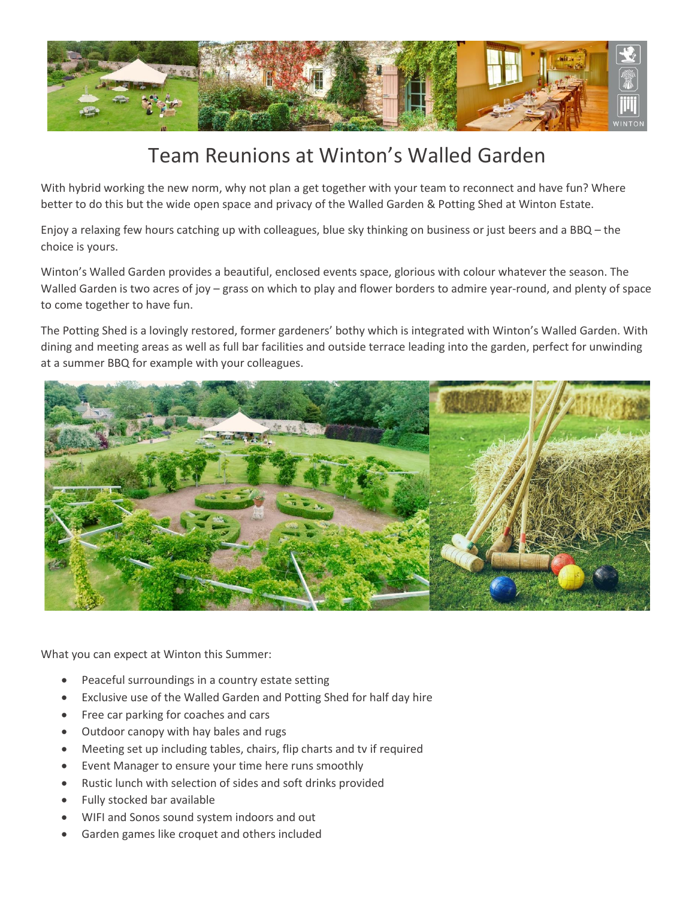# Team Reunions at Winton's Walled Garden

With hybrid working the new norm, why not plan a get together with your team to reconnect and have fun? Where better to do this but the wide open space and privacy of the Walled Garden & Potting Shed at Winton Estate.

Enjoy a relaxing few hours catching up with colleagues, blue sky thinking on business or just beers and a BBQ – the choice is yours.

Winton's Walled Garden provides a beautiful, enclosed events space, glorious with colour whatever the season. The Walled Garden is two acres of joy – grass on which to play and flower borders to admire year-round, and plenty of space to come together to have fun.

The Potting Shed is a lovingly restored, former gardeners' bothy which is integrated with Winton's Walled Garden. With dining and meeting areas as well as full bar facilities and outside terrace leading into the garden, perfect for unwinding at a summer BBQ for example with your colleagues.

What you can expect at Winton this Summer:

- Peaceful surroundings in a country estate setting
- Exclusive use of the Walled Garden and Potting Shed for half day hire
- Free car parking for coaches and cars
- Outdoor canopy with hay bales and rugs
- Meeting set up including tables, chairs, flip charts and tv if required
- Event Manager to ensure your time here runs smoothly
- Rustic lunch with selection of sides and soft drinks provided
- Fully stocked bar available
- WIFI and Sonos sound system indoors and out
- Garden games like croquet and others included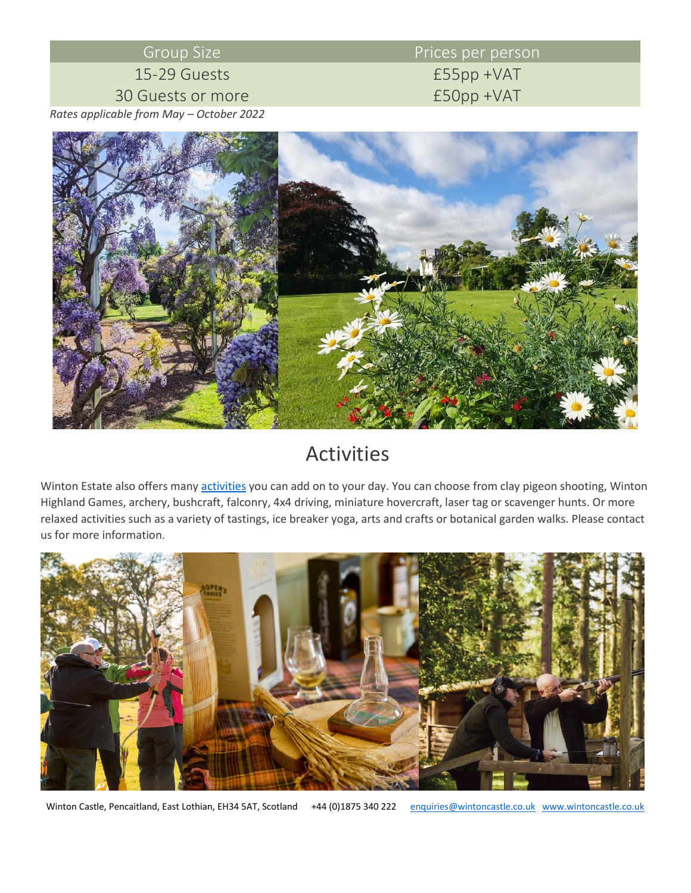| Group Size | Prices per person |
|---|---|
| 15-29 Guests | £55pp +VAT |
| 30 Guests or more | £50pp +VAT |

*Rates applicable from May – October 2022*

# Activities

Winton Estate also offers many activities you can add on to your day. You can choose from clay pigeon shooting, Winton Highland Games, archery, bushcraft, falconry, 4x4 driving, miniature hovercraft, laser tag or scavenger hunts. Or more relaxed activities such as a variety of tastings, ice breaker yoga, arts and crafts or botanical garden walks. Please contact us for more information.

Winton Castle, Pencaitland, East Lothian, EH34 5AT, Scotland  +44 (0)1875 340 222  enquiries@wintoncastle.co.uk  www.wintoncastle.co.uk